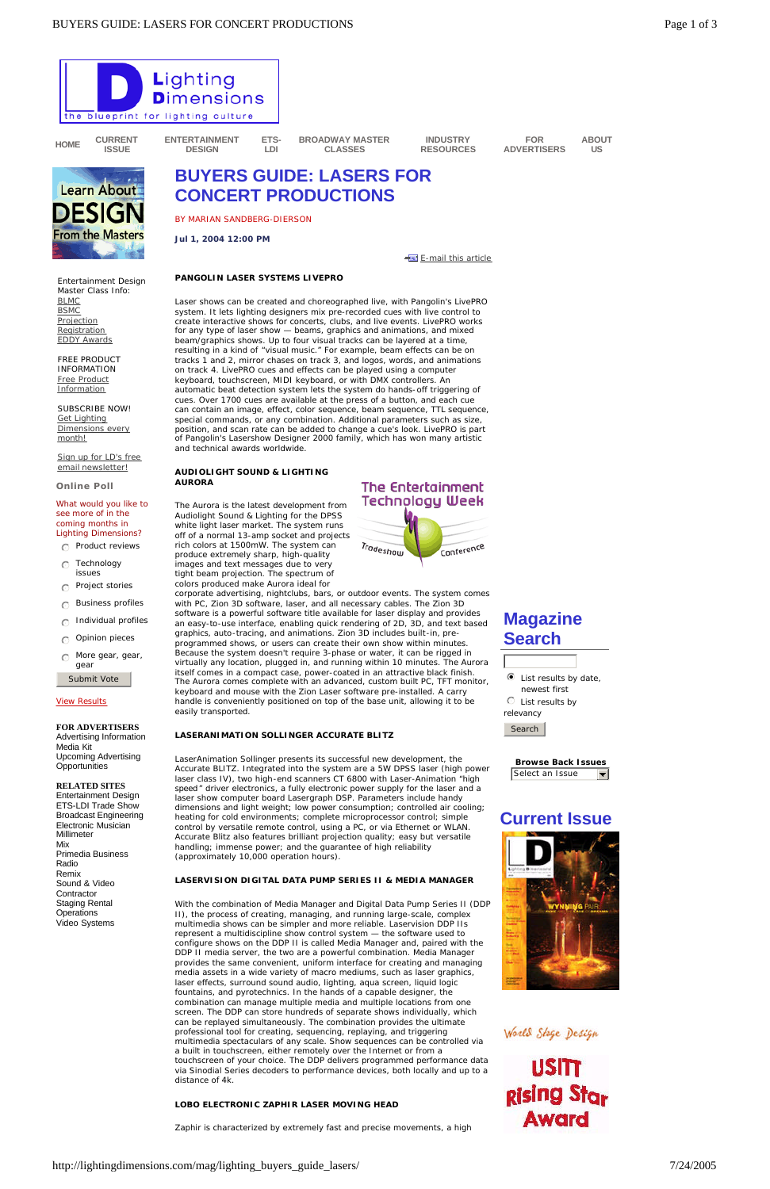# BUYERS GUIDE: LASERS FOR CONCERT PRODUCTIONS

BY MARIAN SANDBERG-DIERSON

**Jul 1, 2004 12:00 PM**

E-mail this article

**PANGOLIN LASER SYSTEMS LIVEPRO**

Laser shows can be created and choreographed live, with Pangolin's LivePRO system. It lets lighting designers mix pre-recorded cues with live control to create interactive shows for concerts, clubs, and live events. LivePRO works for any type of laser show — beams, graphics and animations, and mixed beam/graphics shows. Up to four visual tracks can be layered at a time, resulting in a kind of "visual music." For example, beam effects can be on tracks 1 and 2, mirror chases on track 3, and logos, words, and animations on track 4. LivePRO cues and effects can be played using a computer keyboard, touchscreen, MIDI keyboard, or with DMX controllers. An automatic beat detection system lets the system do hands-off triggering of cues. Over 1700 cues are available at the press of a button, and each cue can contain an image, effect, color sequence, beam sequence, TTL sequence, special commands, or any combination. Additional parameters such as size, position, and scan rate can be added to change a cue's look. LivePRO is part of Pangolin's Lasershow Designer 2000 family, which has won many artistic and technical awards worldwide.

**AUDIOLIGHT SOUND & LIGHTING AURORA**

The Aurora is the latest development from Audiolight Sound & Lighting for the DPSS white light laser market. The system runs off of a normal 13-amp socket and projects rich colors at 1500mW. The system can produce extremely sharp, high-quality images and very tight beam projection. The spectrum of colors produced make Aurora ideal for corporate advertising, nightclubs, bars, or outdoor events. The system comes with PC, Zion 3D software, laser, and all necessary cables. The Zion 3D software is a powerful software title available for laser display and provides an easy-to-use interface, enabling quick rendering of 2D, 3D, and text based graphics, auto-tracing, and animations. Zion 3D includes built-in, pre-programmed shows, or users can create their own show within minutes. Because the system doesn't require 3-phase or water, it can be rigged in virtually any location, plugged in, and running within 10 minutes. The Aurora itself comes in a compact case, power-coated in an attractive black finish. The Aurora comes complete with an advanced, custom built PC, TFT monitor, keyboard and mouse with the Zion Laser software pre-installed. A carry handle is conveniently positioned on top of the base unit, allowing it to be easily transported.

**LASERANIMATION SOLLINGER ACCURATE BLITZ**

LaserAnimation Sollinger presents its successful new development, the Accurate BLITZ. Integrated into the system are a 5W DPSS laser (high power laser class IV), two high-end scanners CT 6800 with Laser-Animation "high speed" driver electronics, a fully electronic power supply for the laser and a laser show computer board Lasergraph DSP. Parameters include handy dimensions and light weight; low power consumption; controlled air cooling; heating for cold environments; complete microprocessor control; simple control by versatile remote control, using a PC, or via Ethernet or WLAN. Accurate Blitz also features brilliant projection quality; easy but versatile handling; immense power; and the guarantee of high reliability (approximately 10,000 operation hours).

**LASERVISION DIGITAL DATA PUMP SERIES II & MEDIA MANAGER**

With the combination of Media Manager and Digital Data Pump Series II (DDP II), the process of creating, managing, and running large-scale, complex multimedia shows can be simpler and more reliable. Laservision DDP IIs represent a multidiscipline show control system — the software used to configure shows on the DDP II is called Media Manager and, paired with the DDP II media server, the two are a powerful combination. Media Manager provides the same convenient, uniform interface for creating and managing media assets in a wide variety of macro mediums, such as laser graphics, laser effects, surround sound audio, lighting, aqua screen, liquid logic fountains, and pyrotechnics. In the hands of a capable designer, the combination can manage multiple media and multiple locations from one screen. The DDP can store hundreds of separate shows individually, which can be replayed simultaneously. The combination provides the ultimate professional tool for creating, sequencing, replaying, and triggering multimedia spectaculars of any scale. Show sequences can be controlled via a built in touchscreen, either remotely over the Internet or from a touchscreen of your choice. The DDP delivers programmed performance data via Sinodial Series decoders to performance devices, both locally and up to a distance of 4k.

**LOBO ELECTRONIC ZAPHIR LASER MOVING HEAD**

Zaphir is characterized by extremely fast and precise movements, a high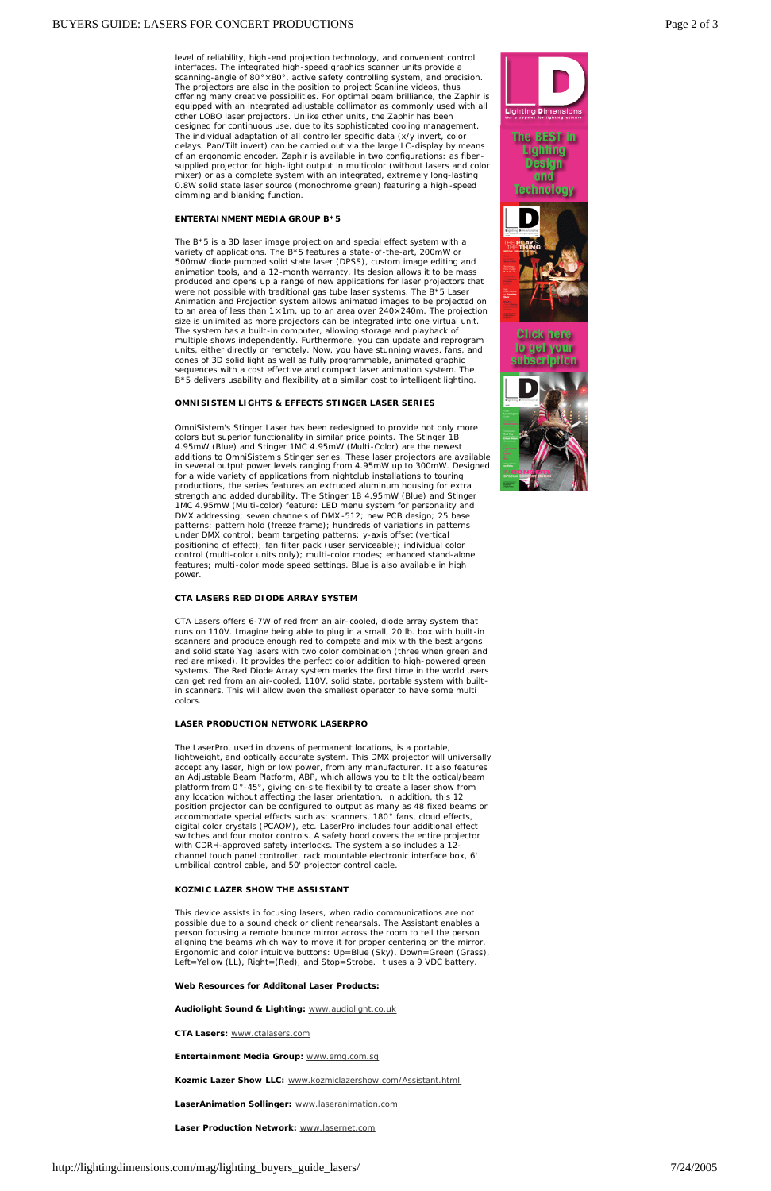level of reliability, high-end projection technology, and convenient control interfaces. The integrated high-speed graphics scanner units provide a scanning-angle of 80°×80°, active safety controlling system, and precision. The projectors are also in the position to project Scanline videos, thus offering many creative possibilities. For optimal beam brilliance, the Zaphir is equipped with an integrated adjustable collimator as commonly used with all other LOBO laser projectors. Unlike other units, the Zaphir has been designed for continuous use, due to its sophisticated cooling management. The individual adaptation of all controller specific data (x/y invert, color delays, Pan/Tilt invert) can be carried out via the large LC-display by means of an ergonomic encoder. Zaphir is available in two configurations: as fiber-supplied projector for high-light output in multicolor (without lasers and color mixer) or as a complete system with an integrated, extremely long-lasting 0.8W solid state laser source (monochrome green) featuring a high-speed dimming and blanking function.

**ENTERTAINMENT MEDIA GROUP B*5**

The B*5 is a 3D laser image projection and special effect system with a variety of applications. The B*5 features a state-of-the-art, 200mW or 500mW diode pumped solid state laser (DPSS), custom image editing and animation tools, and a 12-month warranty. Its design allows it to be mass produced and opens up a range of new applications for laser projectors that were not possible with traditional gas tube laser systems. The B*5 Laser Animation and Projection system allows animated images to be projected on to an area of less than 1×1m, up to an area over 240×240m. The projection size is unlimited as more projectors can be integrated into one virtual unit. The system has a built-in computer, allowing storage and playback of multiple shows independently. Furthermore, you can update and reprogram units, either directly or remotely. Now, you have stunning waves, fans, and cones of 3D solid light as well as fully programmable, animated graphic sequences with a cost effective and compact laser animation system. The B*5 delivers usability and flexibility at a similar cost to intelligent lighting.

**OMNISISTEM LIGHTS & EFFECTS STINGER LASER SERIES**

OmniSistem's Stinger Laser has been redesigned to provide not only more colors but superior functionality in similar price points. The Stinger 1B 4.95mW (Blue) and Stinger 1MC 4.95mW (Multi-Color) are the newest additions to OmniSistem's Stinger series. These laser projectors are available in several output power levels ranging from 4.95mW up to 300mW. Designed for a wide variety of applications from nightclub installations to touring productions, the series features an extruded aluminum housing for extra strength and added durability. The Stinger 1B 4.95mW (Blue) and Stinger 1MC 4.95mW (Multi-color) feature: LED menu system for personality and DMX addressing; seven channels of DMX-512; new PCB design; 25 base patterns; pattern hold (freeze frame); hundreds of variations in patterns under DMX control; beam targeting patterns; y-axis offset (vertical positioning of effect); fan filter pack (user serviceable); individual color control (multi-color units only); multi-color modes; enhanced stand-alone features; multi-color mode speed settings. Blue is also available in high power.

**CTA LASERS RED DIODE ARRAY SYSTEM**

CTA Lasers offers 6-7W of red from an air-cooled, diode array system that runs on 110V. Imagine being able to plug in a small, 20 lb. box with built-in scanners and produce enough red to compete and mix with the best argons and solid state Yag lasers with two color combination (three when green and red are mixed). It provides the perfect color addition to high-powered green systems. The Red Diode Array system marks the first time in the world users can get red from an air-cooled, 110V, solid state, portable system with built-in scanners. This will allow even the smallest operator to have some multi colors.

**LASER PRODUCTION NETWORK LASERPRO**

The LaserPro, used in dozens of permanent locations, is a portable, lightweight, and optically accurate system. This DMX projector will universally accept any laser, high or low power, from any manufacturer. It also features an Adjustable Beam Platform, ABP, which allows you to tilt the optical/beam platform from 0°-45°, giving on-site flexibility to create a laser show from any location without affecting the laser orientation. In addition, this 12 position projector can be configured to output as many as 48 fixed beams or accommodate special effects such as: scanners, 180° fans, cloud effects, digital color crystals (PCAOM), etc. LaserPro includes four additional effect switches and four motor controls. A safety hood covers the entire projector with CDRH-approved safety interlocks. The system also includes a 12-channel touch panel controller, rack mountable electronic interface box, 6' umbilical control cable, and 50' projector control cable.

**KOZMIC LAZER SHOW THE ASSISTANT**

This device assists in focusing lasers, when radio communications are not possible due to a sound check or client rehearsals. The Assistant enables a person focusing a remote bounce mirror across the room to tell the person aligning the beams which way to move it for proper centering on the mirror. Ergonomic and color intuitive buttons: Up=Blue (Sky), Down=Green (Grass), Left=Yellow (LL), Right=(Red), and Stop=Strobe. It uses a 9 VDC battery.

**Web Resources for Additonal Laser Products:**

**Audiolight Sound & Lighting:** www.audiolight.co.uk

**CTA Lasers:** www.ctalasers.com

**Entertainment Media Group:** www.emg.com.sg

**Kozmic Lazer Show LLC:** www.kozmiclazershow.com/Assistant.html

**LaserAnimation Sollinger:** www.laseranimation.com

**Laser Production Network:** www.lasernet.com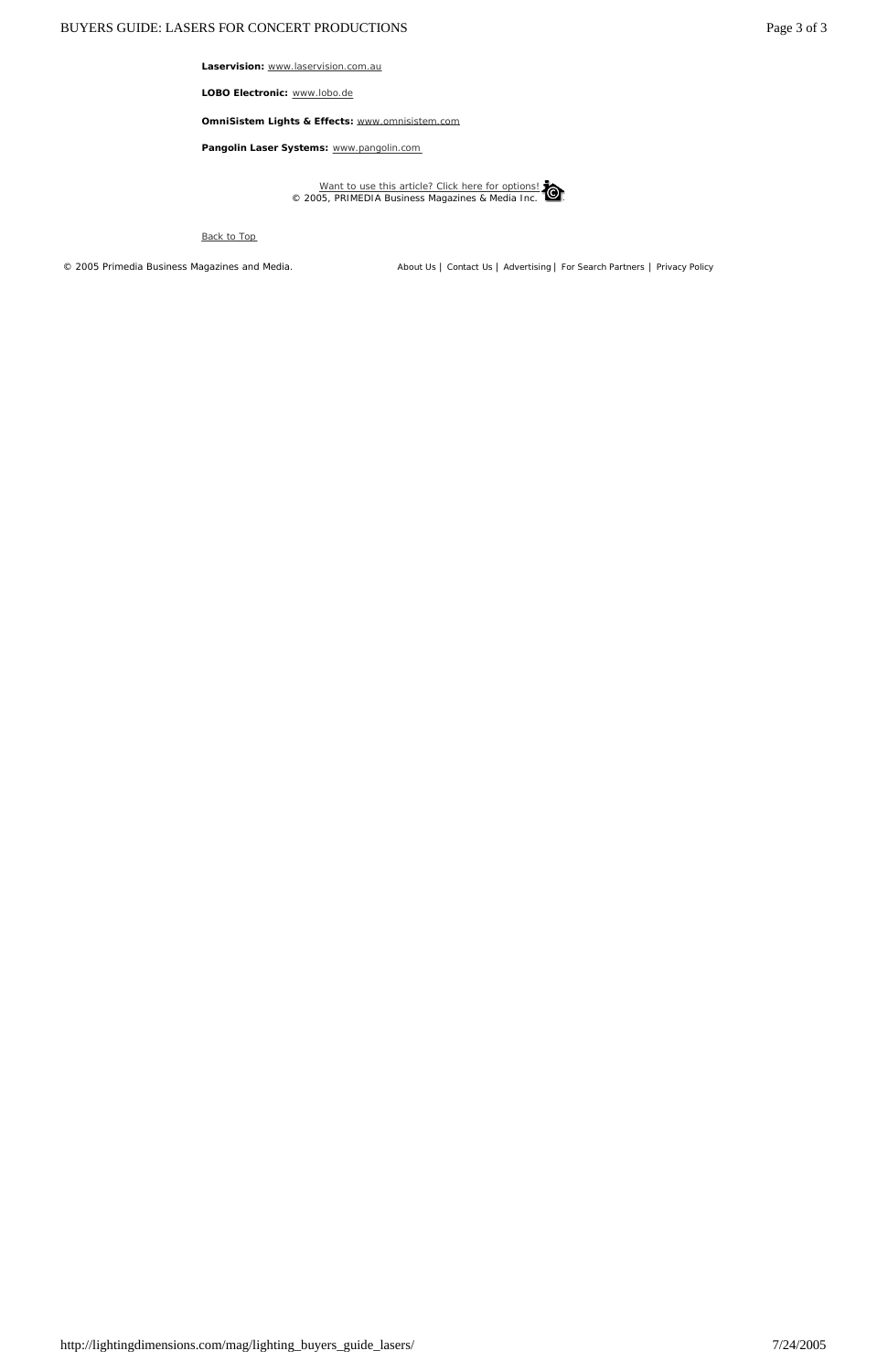**Laservision:** www.laservision.com.au

**LOBO Electronic:** www.lobo.de

**OmniSistem Lights & Effects:** www.omnisistem.com

**Pangolin Laser Systems:** www.pangolin.com

Want to use this article? Click here for options!
© 2005, PRIMEDIA Business Magazines & Media Inc.

Back to Top

© 2005 Primedia Business Magazines and Media.

About Us | Contact Us | Advertising | For Search Partners | Privacy Policy